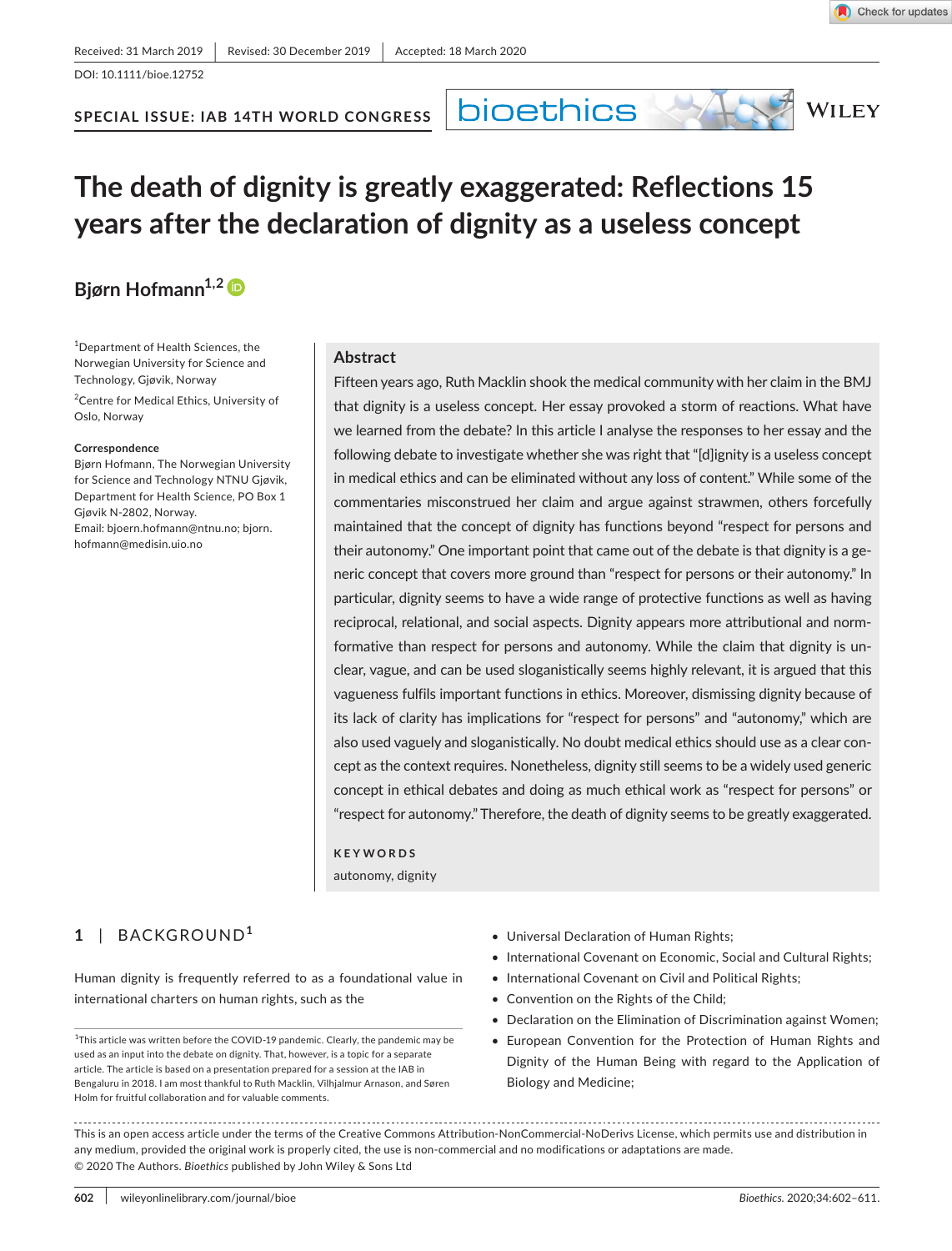Received: 31 March 2019 | Revised: 30 December 2019 | Accepted: 18 March 2020

DOI: 10.1111/bioe.12752

SPECIAL ISSUE: IAB 14TH WORLD CONGRESS

# The death of dignity is greatly exaggerated: Reflections 15 years after the declaration of dignity as a useless concept

**Bjørn Hofmann**[1,2]

[1]Department of Health Sciences, the Norwegian University for Science and Technology, Gjøvik, Norway

[2]Centre for Medical Ethics, University of Oslo, Norway

**Correspondence**
Bjørn Hofmann, The Norwegian University for Science and Technology NTNU Gjøvik, Department for Health Science, PO Box 1 Gjøvik N-2802, Norway.
Email: bjoern.hofmann@ntnu.no; bjorn.hofmann@medisin.uio.no

## Abstract

Fifteen years ago, Ruth Macklin shook the medical community with her claim in the BMJ that dignity is a useless concept. Her essay provoked a storm of reactions. What have we learned from the debate? In this article I analyse the responses to her essay and the following debate to investigate whether she was right that "[d]ignity is a useless concept in medical ethics and can be eliminated without any loss of content." While some of the commentaries misconstrued her claim and argue against strawmen, others forcefully maintained that the concept of dignity has functions beyond "respect for persons and their autonomy." One important point that came out of the debate is that dignity is a generic concept that covers more ground than "respect for persons or their autonomy." In particular, dignity seems to have a wide range of protective functions as well as having reciprocal, relational, and social aspects. Dignity appears more attributional and normformative than respect for persons and autonomy. While the claim that dignity is unclear, vague, and can be used sloganistically seems highly relevant, it is argued that this vagueness fulfils important functions in ethics. Moreover, dismissing dignity because of its lack of clarity has implications for "respect for persons" and "autonomy," which are also used vaguely and sloganistically. No doubt medical ethics should use as a clear concept as the context requires. Nonetheless, dignity still seems to be a widely used generic concept in ethical debates and doing as much ethical work as "respect for persons" or "respect for autonomy." Therefore, the death of dignity seems to be greatly exaggerated.

**KEYWORDS**
autonomy, dignity

## 1 | BACKGROUND[1]

Human dignity is frequently referred to as a foundational value in international charters on human rights, such as the

- Universal Declaration of Human Rights;
- International Covenant on Economic, Social and Cultural Rights;
- International Covenant on Civil and Political Rights;
- Convention on the Rights of the Child;
- Declaration on the Elimination of Discrimination against Women;
- European Convention for the Protection of Human Rights and Dignity of the Human Being with regard to the Application of Biology and Medicine;

[1]This article was written before the COVID-19 pandemic. Clearly, the pandemic may be used as an input into the debate on dignity. That, however, is a topic for a separate article. The article is based on a presentation prepared for a session at the IAB in Bengaluru in 2018. I am most thankful to Ruth Macklin, Vilhjalmur Arnason, and Søren Holm for fruitful collaboration and for valuable comments.

This is an open access article under the terms of the Creative Commons Attribution-NonCommercial-NoDerivs License, which permits use and distribution in any medium, provided the original work is properly cited, the use is non-commercial and no modifications or adaptations are made.
© 2020 The Authors. *Bioethics* published by John Wiley & Sons Ltd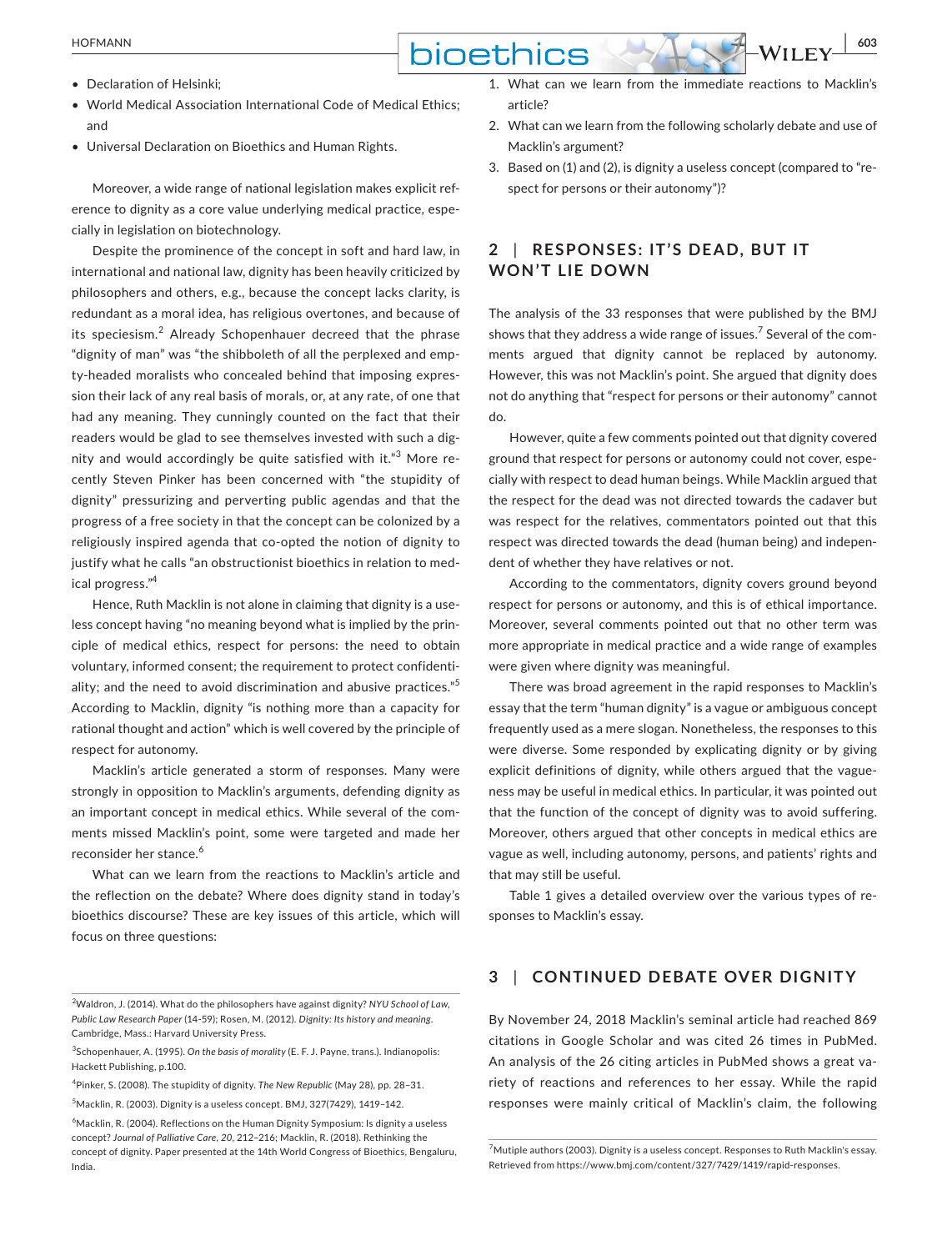- Declaration of Helsinki;
- World Medical Association International Code of Medical Ethics; and
- Universal Declaration on Bioethics and Human Rights.

Moreover, a wide range of national legislation makes explicit reference to dignity as a core value underlying medical practice, especially in legislation on biotechnology.

Despite the prominence of the concept in soft and hard law, in international and national law, dignity has been heavily criticized by philosophers and others, e.g., because the concept lacks clarity, is redundant as a moral idea, has religious overtones, and because of its speciesism.[2] Already Schopenhauer decreed that the phrase "dignity of man" was "the shibboleth of all the perplexed and empty-headed moralists who concealed behind that imposing expression their lack of any real basis of morals, or, at any rate, of one that had any meaning. They cunningly counted on the fact that their readers would be glad to see themselves invested with such a dignity and would accordingly be quite satisfied with it."[3] More recently Steven Pinker has been concerned with "the stupidity of dignity" pressurizing and perverting public agendas and that the progress of a free society in that the concept can be colonized by a religiously inspired agenda that co-opted the notion of dignity to justify what he calls "an obstructionist bioethics in relation to medical progress."[4]

Hence, Ruth Macklin is not alone in claiming that dignity is a useless concept having "no meaning beyond what is implied by the principle of medical ethics, respect for persons: the need to obtain voluntary, informed consent; the requirement to protect confidentiality; and the need to avoid discrimination and abusive practices."[5] According to Macklin, dignity "is nothing more than a capacity for rational thought and action" which is well covered by the principle of respect for autonomy.

Macklin's article generated a storm of responses. Many were strongly in opposition to Macklin's arguments, defending dignity as an important concept in medical ethics. While several of the comments missed Macklin's point, some were targeted and made her reconsider her stance.[6]

What can we learn from the reactions to Macklin's article and the reflection on the debate? Where does dignity stand in today's bioethics discourse? These are key issues of this article, which will focus on three questions:

1. What can we learn from the immediate reactions to Macklin's article?
2. What can we learn from the following scholarly debate and use of Macklin's argument?
3. Based on (1) and (2), is dignity a useless concept (compared to "respect for persons or their autonomy")?

## 2 | RESPONSES: IT'S DEAD, BUT IT WON'T LIE DOWN

The analysis of the 33 responses that were published by the BMJ shows that they address a wide range of issues.[7] Several of the comments argued that dignity cannot be replaced by autonomy. However, this was not Macklin's point. She argued that dignity does not do anything that "respect for persons or their autonomy" cannot do.

However, quite a few comments pointed out that dignity covered ground that respect for persons or autonomy could not cover, especially with respect to dead human beings. While Macklin argued that the respect for the dead was not directed towards the cadaver but was respect for the relatives, commentators pointed out that this respect was directed towards the dead (human being) and independent of whether they have relatives or not.

According to the commentators, dignity covers ground beyond respect for persons or autonomy, and this is of ethical importance. Moreover, several comments pointed out that no other term was more appropriate in medical practice and a wide range of examples were given where dignity was meaningful.

There was broad agreement in the rapid responses to Macklin's essay that the term "human dignity" is a vague or ambiguous concept frequently used as a mere slogan. Nonetheless, the responses to this were diverse. Some responded by explicating dignity or by giving explicit definitions of dignity, while others argued that the vagueness may be useful in medical ethics. In particular, it was pointed out that the function of the concept of dignity was to avoid suffering. Moreover, others argued that other concepts in medical ethics are vague as well, including autonomy, persons, and patients' rights and that may still be useful.

Table 1 gives a detailed overview over the various types of responses to Macklin's essay.

## 3 | CONTINUED DEBATE OVER DIGNITY

By November 24, 2018 Macklin's seminal article had reached 869 citations in Google Scholar and was cited 26 times in PubMed. An analysis of the 26 citing articles in PubMed shows a great variety of reactions and references to her essay. While the rapid responses were mainly critical of Macklin's claim, the following

---

[2] Waldron, J. (2014). What do the philosophers have against dignity? *NYU School of Law, Public Law Research Paper* (14-59); Rosen, M. (2012). *Dignity: Its history and meaning*. Cambridge, Mass.: Harvard University Press.

[3] Schopenhauer, A. (1995). *On the basis of morality* (E. F. J. Payne, trans.). Indianopolis: Hackett Publishing, p.100.

[4] Pinker, S. (2008). The stupidity of dignity. *The New Republic* (May 28), pp. 28–31.

[5] Macklin, R. (2003). Dignity is a useless concept. BMJ, 327(7429), 1419–142.

[6] Macklin, R. (2004). Reflections on the Human Dignity Symposium: Is dignity a useless concept? *Journal of Palliative Care*, *20*, 212–216; Macklin, R. (2018). Rethinking the concept of dignity. Paper presented at the 14th World Congress of Bioethics, Bengaluru, India.

[7] Mutiple authors (2003). Dignity is a useless concept. Responses to Ruth Macklin's essay. Retrieved from https://www.bmj.com/content/327/7429/1419/rapid-responses.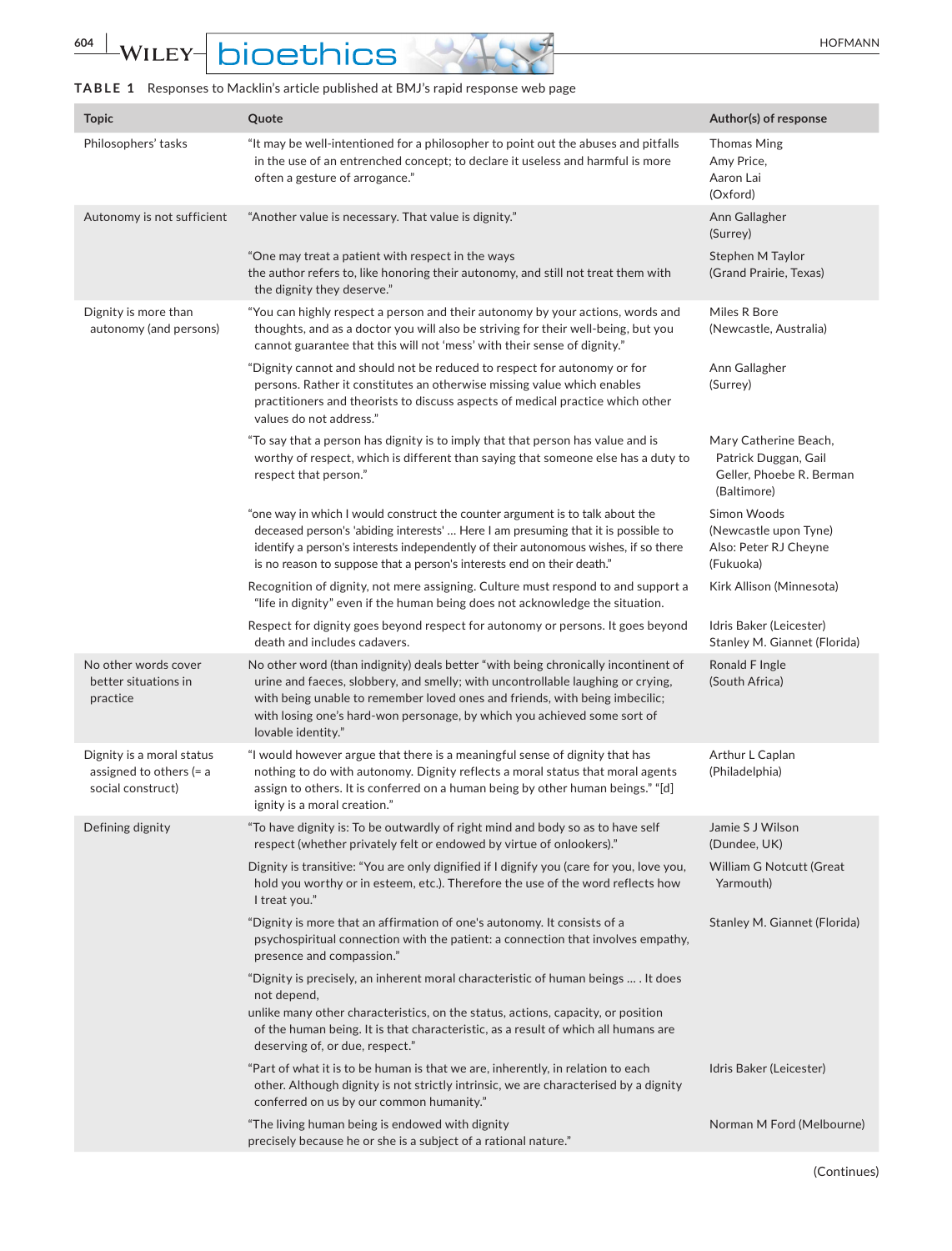**TABLE 1** Responses to Macklin's article published at BMJ's rapid response web page

| Topic | Quote | Author(s) of response |
|---|---|---|
| Philosophers' tasks | "It may be well-intentioned for a philosopher to point out the abuses and pitfalls in the use of an entrenched concept; to declare it useless and harmful is more often a gesture of arrogance." | Thomas Ming Amy Price, Aaron Lai (Oxford) |
| Autonomy is not sufficient | "Another value is necessary. That value is dignity." | Ann Gallagher (Surrey) |
| | "One may treat a patient with respect in the ways the author refers to, like honoring their autonomy, and still not treat them with the dignity they deserve." | Stephen M Taylor (Grand Prairie, Texas) |
| Dignity is more than autonomy (and persons) | "You can highly respect a person and their autonomy by your actions, words and thoughts, and as a doctor you will also be striving for their well-being, but you cannot guarantee that this will not 'mess' with their sense of dignity." | Miles R Bore (Newcastle, Australia) |
| | "Dignity cannot and should not be reduced to respect for autonomy or for persons. Rather it constitutes an otherwise missing value which enables practitioners and theorists to discuss aspects of medical practice which other values do not address." | Ann Gallagher (Surrey) |
| | "To say that a person has dignity is to imply that that person has value and is worthy of respect, which is different than saying that someone else has a duty to respect that person." | Mary Catherine Beach, Patrick Duggan, Gail Geller, Phoebe R. Berman (Baltimore) |
| | "one way in which I would construct the counter argument is to talk about the deceased person's 'abiding interests' … Here I am presuming that it is possible to identify a person's interests independently of their autonomous wishes, if so there is no reason to suppose that a person's interests end on their death." | Simon Woods (Newcastle upon Tyne) Also: Peter RJ Cheyne (Fukuoka) |
| | Recognition of dignity, not mere assigning. Culture must respond to and support a "life in dignity" even if the human being does not acknowledge the situation. | Kirk Allison (Minnesota) |
| | Respect for dignity goes beyond respect for autonomy or persons. It goes beyond death and includes cadavers. | Idris Baker (Leicester) Stanley M. Giannet (Florida) |
| No other words cover better situations in practice | No other word (than indignity) deals better "with being chronically incontinent of urine and faeces, slobbery, and smelly; with uncontrollable laughing or crying, with being unable to remember loved ones and friends, with being imbecilic; with losing one's hard-won personage, by which you achieved some sort of lovable identity." | Ronald F Ingle (South Africa) |
| Dignity is a moral status assigned to others (= a social construct) | "I would however argue that there is a meaningful sense of dignity that has nothing to do with autonomy. Dignity reflects a moral status that moral agents assign to others. It is conferred on a human being by other human beings." "[d]ignity is a moral creation." | Arthur L Caplan (Philadelphia) |
| Defining dignity | "To have dignity is: To be outwardly of right mind and body so as to have self respect (whether privately felt or endowed by virtue of onlookers)." | Jamie S J Wilson (Dundee, UK) |
| | Dignity is transitive: "You are only dignified if I dignify you (care for you, love you, hold you worthy or in esteem, etc.). Therefore the use of the word reflects how I treat you." | William G Notcutt (Great Yarmouth) |
| | "Dignity is more that an affirmation of one's autonomy. It consists of a psychospiritual connection with the patient: a connection that involves empathy, presence and compassion." | Stanley M. Giannet (Florida) |
| | "Dignity is precisely, an inherent moral characteristic of human beings … . It does not depend, unlike many other characteristics, on the status, actions, capacity, or position of the human being. It is that characteristic, as a result of which all humans are deserving of, or due, respect." | |
| | "Part of what it is to be human is that we are, inherently, in relation to each other. Although dignity is not strictly intrinsic, we are characterised by a dignity conferred on us by our common humanity." | Idris Baker (Leicester) |
| | "The living human being is endowed with dignity precisely because he or she is a subject of a rational nature." | Norman M Ford (Melbourne) |

(Continues)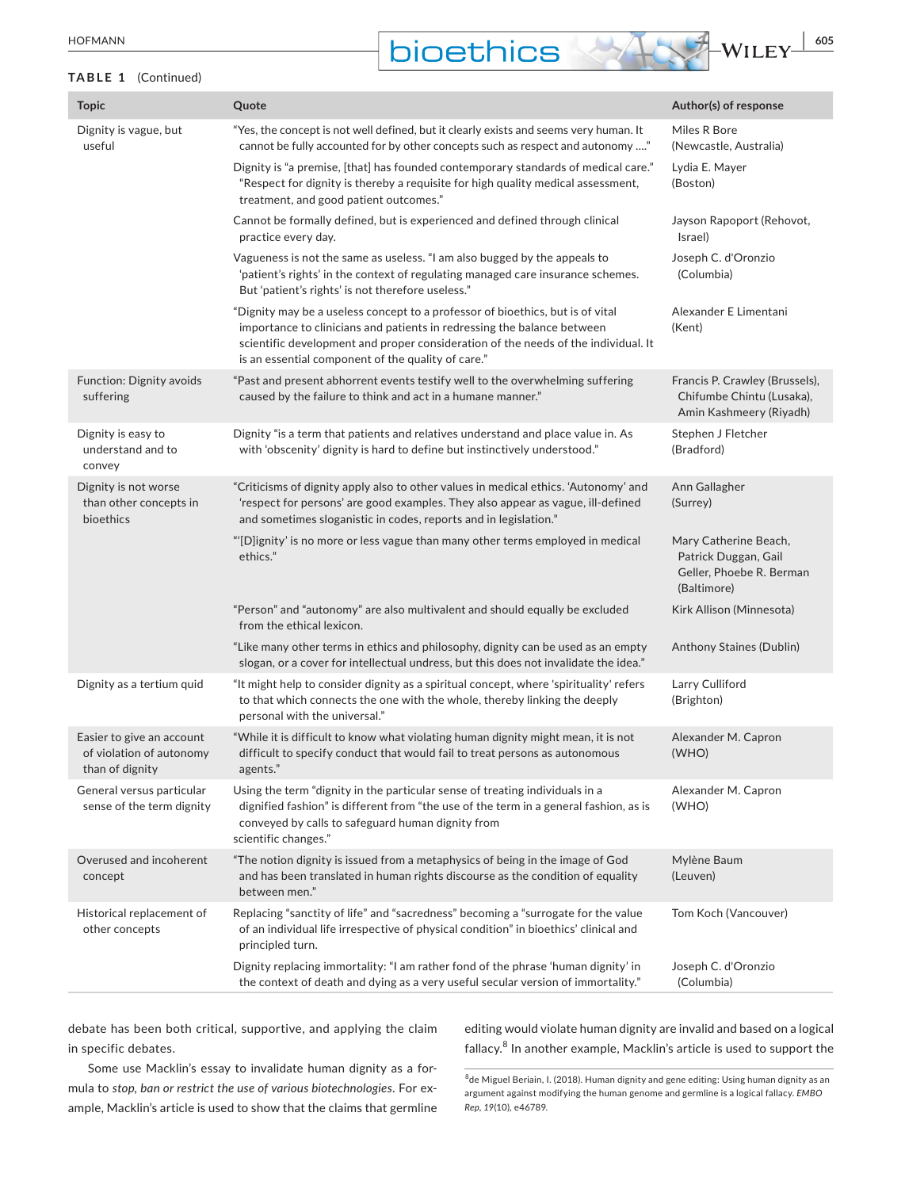**TABLE 1** (Continued)

| Topic | Quote | Author(s) of response |
| --- | --- | --- |
| Dignity is vague, but useful | "Yes, the concept is not well defined, but it clearly exists and seems very human. It cannot be fully accounted for by other concepts such as respect and autonomy ...." | Miles R Bore (Newcastle, Australia) |
| | Dignity is "a premise, [that] has founded contemporary standards of medical care." "Respect for dignity is thereby a requisite for high quality medical assessment, treatment, and good patient outcomes." | Lydia E. Mayer (Boston) |
| | Cannot be formally defined, but is experienced and defined through clinical practice every day. | Jayson Rapoport (Rehovot, Israel) |
| | Vagueness is not the same as useless. "I am also bugged by the appeals to 'patient's rights' in the context of regulating managed care insurance schemes. But 'patient's rights' is not therefore useless." | Joseph C. d'Oronzio (Columbia) |
| | "Dignity may be a useless concept to a professor of bioethics, but is of vital importance to clinicians and patients in redressing the balance between scientific development and proper consideration of the needs of the individual. It is an essential component of the quality of care." | Alexander E Limentani (Kent) |
| Function: Dignity avoids suffering | "Past and present abhorrent events testify well to the overwhelming suffering caused by the failure to think and act in a humane manner." | Francis P. Crawley (Brussels), Chifumbe Chintu (Lusaka), Amin Kashmeery (Riyadh) |
| Dignity is easy to understand and to convey | Dignity "is a term that patients and relatives understand and place value in. As with 'obscenity' dignity is hard to define but instinctively understood." | Stephen J Fletcher (Bradford) |
| Dignity is not worse than other concepts in bioethics | "Criticisms of dignity apply also to other values in medical ethics. 'Autonomy' and 'respect for persons' are good examples. They also appear as vague, ill-defined and sometimes sloganistic in codes, reports and in legislation." | Ann Gallagher (Surrey) |
| | "'[D]ignity' is no more or less vague than many other terms employed in medical ethics." | Mary Catherine Beach, Patrick Duggan, Gail Geller, Phoebe R. Berman (Baltimore) |
| | "Person" and "autonomy" are also multivalent and should equally be excluded from the ethical lexicon. | Kirk Allison (Minnesota) |
| | "Like many other terms in ethics and philosophy, dignity can be used as an empty slogan, or a cover for intellectual undress, but this does not invalidate the idea." | Anthony Staines (Dublin) |
| Dignity as a tertium quid | "It might help to consider dignity as a spiritual concept, where 'spirituality' refers to that which connects the one with the whole, thereby linking the deeply personal with the universal." | Larry Culliford (Brighton) |
| Easier to give an account of violation of autonomy than of dignity | "While it is difficult to know what violating human dignity might mean, it is not difficult to specify conduct that would fail to treat persons as autonomous agents." | Alexander M. Capron (WHO) |
| General versus particular sense of the term dignity | Using the term "dignity in the particular sense of treating individuals in a dignified fashion" is different from "the use of the term in a general fashion, as is conveyed by calls to safeguard human dignity from scientific changes." | Alexander M. Capron (WHO) |
| Overused and incoherent concept | "The notion dignity is issued from a metaphysics of being in the image of God and has been translated in human rights discourse as the condition of equality between men." | Mylène Baum (Leuven) |
| Historical replacement of other concepts | Replacing "sanctity of life" and "sacredness" becoming a "surrogate for the value of an individual life irrespective of physical condition" in bioethics' clinical and principled turn. | Tom Koch (Vancouver) |
| | Dignity replacing immortality: "I am rather fond of the phrase 'human dignity' in the context of death and dying as a very useful secular version of immortality." | Joseph C. d'Oronzio (Columbia) |

debate has been both critical, supportive, and applying the claim in specific debates.

Some use Macklin's essay to invalidate human dignity as a formula to *stop, ban or restrict the use of various biotechnologies*. For example, Macklin's article is used to show that the claims that germline editing would violate human dignity are invalid and based on a logical fallacy.[8] In another example, Macklin's article is used to support the

[8] de Miguel Beriain, I. (2018). Human dignity and gene editing: Using human dignity as an argument against modifying the human genome and germline is a logical fallacy. *EMBO Rep, 19*(10), e46789.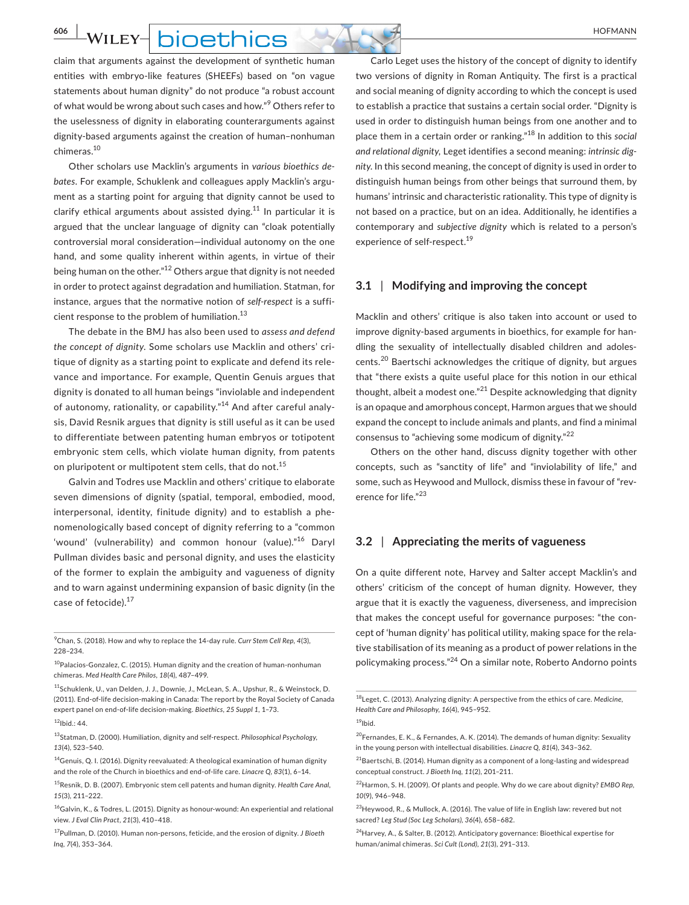claim that arguments against the development of synthetic human entities with embryo-like features (SHEEFs) based on "on vague statements about human dignity" do not produce "a robust account of what would be wrong about such cases and how."[9] Others refer to the uselessness of dignity in elaborating counterarguments against dignity-based arguments against the creation of human–nonhuman chimeras.[10]

Other scholars use Macklin's arguments in *various bioethics debates*. For example, Schuklenk and colleagues apply Macklin's argument as a starting point for arguing that dignity cannot be used to clarify ethical arguments about assisted dying.[11] In particular it is argued that the unclear language of dignity can "cloak potentially controversial moral consideration—individual autonomy on the one hand, and some quality inherent within agents, in virtue of their being human on the other."[12] Others argue that dignity is not needed in order to protect against degradation and humiliation. Statman, for instance, argues that the normative notion of *self-respect* is a sufficient response to the problem of humiliation.[13]

The debate in the BMJ has also been used to *assess and defend the concept of dignity*. Some scholars use Macklin and others' critique of dignity as a starting point to explicate and defend its relevance and importance. For example, Quentin Genuis argues that dignity is donated to all human beings "inviolable and independent of autonomy, rationality, or capability."[14] And after careful analysis, David Resnik argues that dignity is still useful as it can be used to differentiate between patenting human embryos or totipotent embryonic stem cells, which violate human dignity, from patents on pluripotent or multipotent stem cells, that do not.[15]

Galvin and Todres use Macklin and others' critique to elaborate seven dimensions of dignity (spatial, temporal, embodied, mood, interpersonal, identity, finitude dignity) and to establish a phenomenologically based concept of dignity referring to a "common 'wound' (vulnerability) and common honour (value)."[16] Daryl Pullman divides basic and personal dignity, and uses the elasticity of the former to explain the ambiguity and vagueness of dignity and to warn against undermining expansion of basic dignity (in the case of fetocide).[17]

Carlo Leget uses the history of the concept of dignity to identify two versions of dignity in Roman Antiquity. The first is a practical and social meaning of dignity according to which the concept is used to establish a practice that sustains a certain social order. "Dignity is used in order to distinguish human beings from one another and to place them in a certain order or ranking."[18] In addition to this *social and relational dignity*, Leget identifies a second meaning: *intrinsic dignity*. In this second meaning, the concept of dignity is used in order to distinguish human beings from other beings that surround them, by humans' intrinsic and characteristic rationality. This type of dignity is not based on a practice, but on an idea. Additionally, he identifies a contemporary and *subjective dignity* which is related to a person's experience of self-respect.[19]

### 3.1 | Modifying and improving the concept

Macklin and others' critique is also taken into account or used to improve dignity-based arguments in bioethics, for example for handling the sexuality of intellectually disabled children and adolescents.[20] Baertschi acknowledges the critique of dignity, but argues that "there exists a quite useful place for this notion in our ethical thought, albeit a modest one."[21] Despite acknowledging that dignity is an opaque and amorphous concept, Harmon argues that we should expand the concept to include animals and plants, and find a minimal consensus to "achieving some modicum of dignity."[22]

Others on the other hand, discuss dignity together with other concepts, such as "sanctity of life" and "inviolability of life," and some, such as Heywood and Mullock, dismiss these in favour of "reverence for life."[23]

### 3.2 | Appreciating the merits of vagueness

On a quite different note, Harvey and Salter accept Macklin's and others' criticism of the concept of human dignity. However, they argue that it is exactly the vagueness, diverseness, and imprecision that makes the concept useful for governance purposes: "the concept of 'human dignity' has political utility, making space for the relative stabilisation of its meaning as a product of power relations in the policymaking process."[24] On a similar note, Roberto Andorno points

---

[9] Chan, S. (2018). How and why to replace the 14-day rule. *Curr Stem Cell Rep*, *4*(3), 228–234.

[10] Palacios-Gonzalez, C. (2015). Human dignity and the creation of human-nonhuman chimeras. *Med Health Care Philos*, *18*(4), 487–499.

[11] Schuklenk, U., van Delden, J. J., Downie, J., McLean, S. A., Upshur, R., & Weinstock, D. (2011). End-of-life decision-making in Canada: The report by the Royal Society of Canada expert panel on end-of-life decision-making. *Bioethics*, *25 Suppl 1*, 1–73.

[12] Ibid.: 44.

[13] Statman, D. (2000). Humiliation, dignity and self-respect. *Philosophical Psychology*, *13*(4), 523–540.

[14] Genuis, Q. I. (2016). Dignity reevaluated: A theological examination of human dignity and the role of the Church in bioethics and end-of-life care. *Linacre Q*, *83*(1), 6–14.

[15] Resnik, D. B. (2007). Embryonic stem cell patents and human dignity. *Health Care Anal*, *15*(3), 211–222.

[16] Galvin, K., & Todres, L. (2015). Dignity as honour-wound: An experiential and relational view. *J Eval Clin Pract*, *21*(3), 410–418.

[17] Pullman, D. (2010). Human non-persons, feticide, and the erosion of dignity. *J Bioeth Inq*, *7*(4), 353–364.

[18] Leget, C. (2013). Analyzing dignity: A perspective from the ethics of care. *Medicine, Health Care and Philosophy*, *16*(4), 945–952.

[19] Ibid.

[20] Fernandes, E. K., & Fernandes, A. K. (2014). The demands of human dignity: Sexuality in the young person with intellectual disabilities. *Linacre Q*, *81*(4), 343–362.

[21] Baertschi, B. (2014). Human dignity as a component of a long-lasting and widespread conceptual construct. *J Bioeth Inq*, *11*(2), 201–211.

[22] Harmon, S. H. (2009). Of plants and people. Why do we care about dignity? *EMBO Rep*, *10*(9), 946–948.

[23] Heywood, R., & Mullock, A. (2016). The value of life in English law: revered but not sacred? *Leg Stud (Soc Leg Scholars)*, *36*(4), 658–682.

[24] Harvey, A., & Salter, B. (2012). Anticipatory governance: Bioethical expertise for human/animal chimeras. *Sci Cult (Lond)*, *21*(3), 291–313.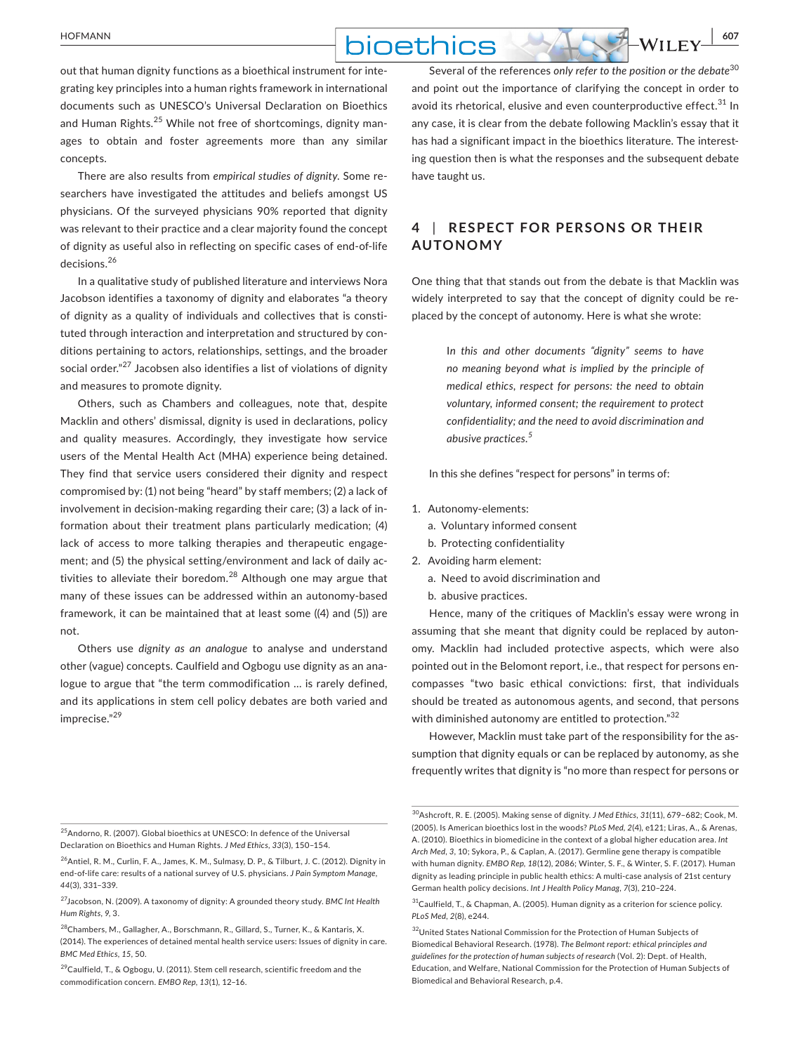out that human dignity functions as a bioethical instrument for integrating key principles into a human rights framework in international documents such as UNESCO's Universal Declaration on Bioethics and Human Rights.[25] While not free of shortcomings, dignity manages to obtain and foster agreements more than any similar concepts.

There are also results from *empirical studies of dignity*. Some researchers have investigated the attitudes and beliefs amongst US physicians. Of the surveyed physicians 90% reported that dignity was relevant to their practice and a clear majority found the concept of dignity as useful also in reflecting on specific cases of end-of-life decisions.[26]

In a qualitative study of published literature and interviews Nora Jacobson identifies a taxonomy of dignity and elaborates "a theory of dignity as a quality of individuals and collectives that is constituted through interaction and interpretation and structured by conditions pertaining to actors, relationships, settings, and the broader social order."[27] Jacobsen also identifies a list of violations of dignity and measures to promote dignity.

Others, such as Chambers and colleagues, note that, despite Macklin and others' dismissal, dignity is used in declarations, policy and quality measures. Accordingly, they investigate how service users of the Mental Health Act (MHA) experience being detained. They find that service users considered their dignity and respect compromised by: (1) not being "heard" by staff members; (2) a lack of involvement in decision-making regarding their care; (3) a lack of information about their treatment plans particularly medication; (4) lack of access to more talking therapies and therapeutic engagement; and (5) the physical setting/environment and lack of daily activities to alleviate their boredom.[28] Although one may argue that many of these issues can be addressed within an autonomy-based framework, it can be maintained that at least some ((4) and (5)) are not.

Others use *dignity as an analogue* to analyse and understand other (vague) concepts. Caulfield and Ogbogu use dignity as an analogue to argue that "the term commodification … is rarely defined, and its applications in stem cell policy debates are both varied and imprecise."[29]

Several of the references *only refer to the position or the debate*[30] and point out the importance of clarifying the concept in order to avoid its rhetorical, elusive and even counterproductive effect.[31] In any case, it is clear from the debate following Macklin's essay that it has had a significant impact in the bioethics literature. The interesting question then is what the responses and the subsequent debate have taught us.

## 4 | RESPECT FOR PERSONS OR THEIR AUTONOMY

One thing that that stands out from the debate is that Macklin was widely interpreted to say that the concept of dignity could be replaced by the concept of autonomy. Here is what she wrote:

> *In this and other documents "dignity" seems to have no meaning beyond what is implied by the principle of medical ethics, respect for persons: the need to obtain voluntary, informed consent; the requirement to protect confidentiality; and the need to avoid discrimination and abusive practices.*[5]

In this she defines "respect for persons" in terms of:

1. Autonomy-elements:
   a. Voluntary informed consent
   b. Protecting confidentiality
2. Avoiding harm element:
   a. Need to avoid discrimination and
   b. abusive practices.

Hence, many of the critiques of Macklin's essay were wrong in assuming that she meant that dignity could be replaced by autonomy. Macklin had included protective aspects, which were also pointed out in the Belomont report, i.e., that respect for persons encompasses "two basic ethical convictions: first, that individuals should be treated as autonomous agents, and second, that persons with diminished autonomy are entitled to protection."[32]

However, Macklin must take part of the responsibility for the assumption that dignity equals or can be replaced by autonomy, as she frequently writes that dignity is "no more than respect for persons or

---

[25] Andorno, R. (2007). Global bioethics at UNESCO: In defence of the Universal Declaration on Bioethics and Human Rights. *J Med Ethics*, *33*(3), 150–154.

[26] Antiel, R. M., Curlin, F. A., James, K. M., Sulmasy, D. P., & Tilburt, J. C. (2012). Dignity in end-of-life care: results of a national survey of U.S. physicians. *J Pain Symptom Manage*, *44*(3), 331–339.

[27] Jacobson, N. (2009). A taxonomy of dignity: A grounded theory study. *BMC Int Health Hum Rights*, *9*, 3.

[28] Chambers, M., Gallagher, A., Borschmann, R., Gillard, S., Turner, K., & Kantaris, X. (2014). The experiences of detained mental health service users: Issues of dignity in care. *BMC Med Ethics*, *15*, 50.

[29] Caulfield, T., & Ogbogu, U. (2011). Stem cell research, scientific freedom and the commodification concern. *EMBO Rep*, *13*(1), 12–16.

[30] Ashcroft, R. E. (2005). Making sense of dignity. *J Med Ethics*, *31*(11), 679–682; Cook, M. (2005). Is American bioethics lost in the woods? *PLoS Med*, *2*(4), e121; Liras, A., & Arenas, A. (2010). Bioethics in biomedicine in the context of a global higher education area. *Int Arch Med*, *3*, 10; Sykora, P., & Caplan, A. (2017). Germline gene therapy is compatible with human dignity. *EMBO Rep*, *18*(12), 2086; Winter, S. F., & Winter, S. F. (2017). Human dignity as leading principle in public health ethics: A multi-case analysis of 21st century German health policy decisions. *Int J Health Policy Manag*, *7*(3), 210–224.

[31] Caulfield, T., & Chapman, A. (2005). Human dignity as a criterion for science policy. *PLoS Med*, *2*(8), e244.

[32] United States National Commission for the Protection of Human Subjects of Biomedical Behavioral Research. (1978). *The Belmont report: ethical principles and guidelines for the protection of human subjects of research* (Vol. 2): Dept. of Health, Education, and Welfare, National Commission for the Protection of Human Subjects of Biomedical and Behavioral Research, p.4.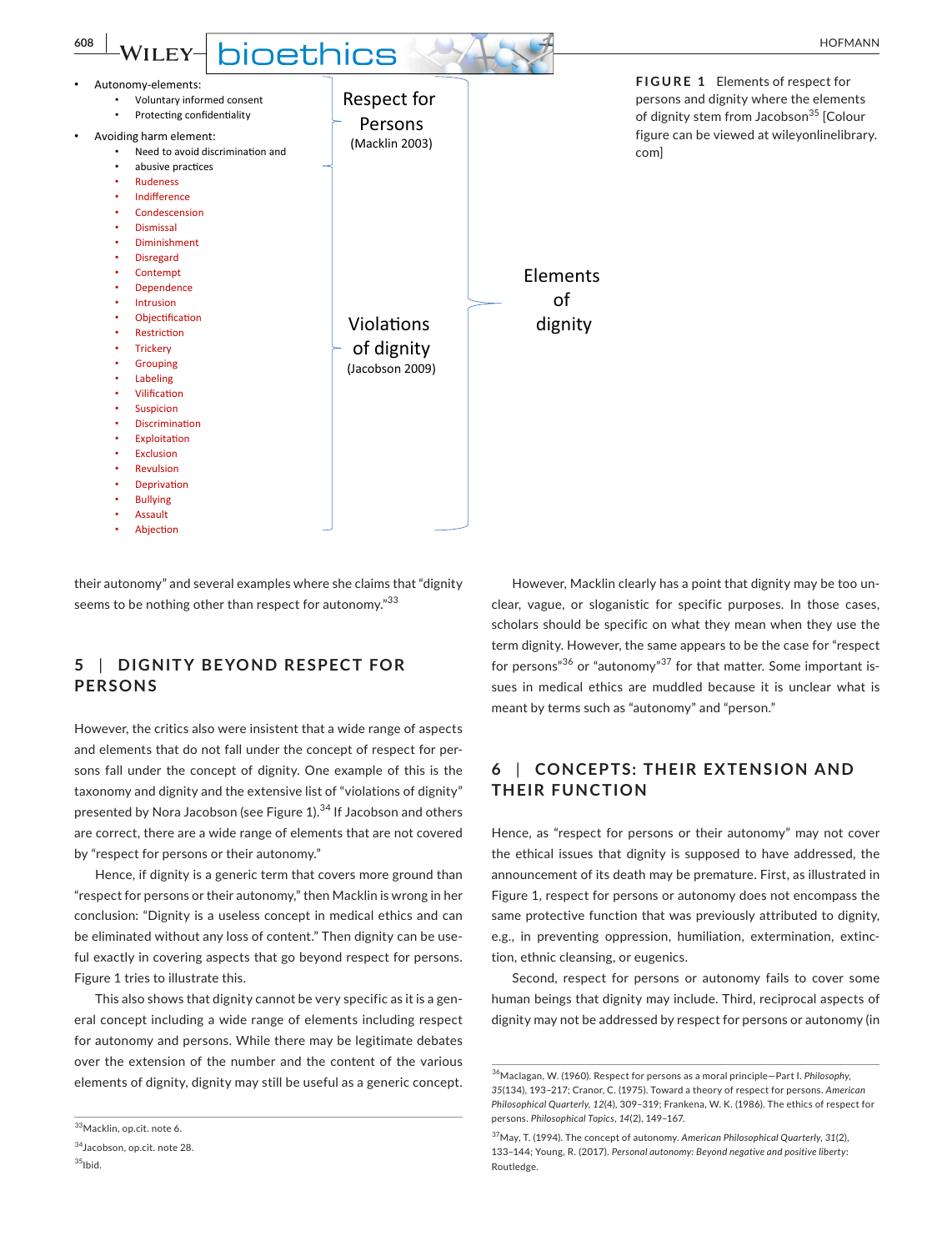- Autonomy-elements:
  - Voluntary informed consent
  - Protecting confidentiality
- Avoiding harm element:
  - Need to avoid discrimination and abusive practices
  - Rudeness
  - Indifference
  - Condescension
  - Dismissal
  - Diminishment
  - Disregard
  - Contempt
  - Dependence
  - Intrusion
  - Objectification
  - Restriction
  - Trickery
  - Grouping
  - Labeling
  - Vilification
  - Suspicion
  - Discrimination
  - Exploitation
  - Exclusion
  - Revulsion
  - Deprivation
  - Bullying
  - Assault
  - Abjection

Respect for Persons (Macklin 2003)

Violations of dignity (Jacobson 2009)

Elements of dignity

**FIGURE 1** Elements of respect for persons and dignity where the elements of dignity stem from Jacobson[35] [Colour figure can be viewed at wileyonlinelibrary.com]

their autonomy" and several examples where she claims that "dignity seems to be nothing other than respect for autonomy."[33]

## 5 | DIGNITY BEYOND RESPECT FOR PERSONS

However, the critics also were insistent that a wide range of aspects and elements that do not fall under the concept of respect for persons fall under the concept of dignity. One example of this is the taxonomy and dignity and the extensive list of "violations of dignity" presented by Nora Jacobson (see Figure 1).[34] If Jacobson and others are correct, there are a wide range of elements that are not covered by "respect for persons or their autonomy."

Hence, if dignity is a generic term that covers more ground than "respect for persons or their autonomy," then Macklin is wrong in her conclusion: "Dignity is a useless concept in medical ethics and can be eliminated without any loss of content." Then dignity can be useful exactly in covering aspects that go beyond respect for persons. Figure 1 tries to illustrate this.

This also shows that dignity cannot be very specific as it is a general concept including a wide range of elements including respect for autonomy and persons. While there may be legitimate debates over the extension of the number and the content of the various elements of dignity, dignity may still be useful as a generic concept.

However, Macklin clearly has a point that dignity may be too unclear, vague, or sloganistic for specific purposes. In those cases, scholars should be specific on what they mean when they use the term dignity. However, the same appears to be the case for "respect for persons"[36] or "autonomy"[37] for that matter. Some important issues in medical ethics are muddled because it is unclear what is meant by terms such as "autonomy" and "person."

## 6 | CONCEPTS: THEIR EXTENSION AND THEIR FUNCTION

Hence, as "respect for persons or their autonomy" may not cover the ethical issues that dignity is supposed to have addressed, the announcement of its death may be premature. First, as illustrated in Figure 1, respect for persons or autonomy does not encompass the same protective function that was previously attributed to dignity, e.g., in preventing oppression, humiliation, extermination, extinction, ethnic cleansing, or eugenics.

Second, respect for persons or autonomy fails to cover some human beings that dignity may include. Third, reciprocal aspects of dignity may not be addressed by respect for persons or autonomy (in

---

[33]Macklin, op.cit. note 6.

[34]Jacobson, op.cit. note 28.

[35]Ibid.

[36]Maclagan, W. (1960). Respect for persons as a moral principle—Part I. *Philosophy*, *35*(134), 193–217; Cranor, C. (1975). Toward a theory of respect for persons. *American Philosophical Quarterly*, *12*(4), 309–319; Frankena, W. K. (1986). The ethics of respect for persons. *Philosophical Topics*, *14*(2), 149–167.

[37]May, T. (1994). The concept of autonomy. *American Philosophical Quarterly*, *31*(2), 133–144; Young, R. (2017). *Personal autonomy: Beyond negative and positive liberty*: Routledge.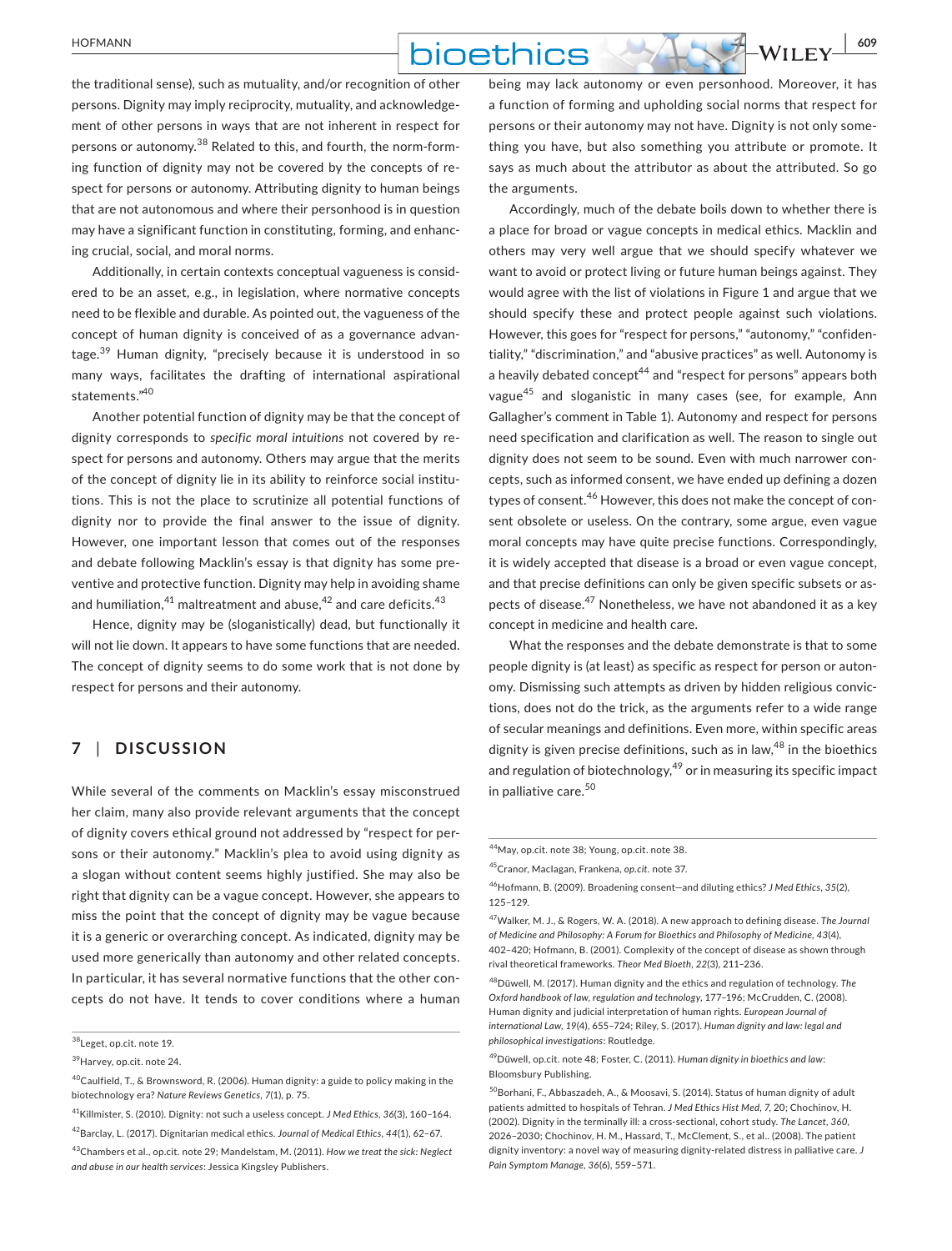the traditional sense), such as mutuality, and/or recognition of other persons. Dignity may imply reciprocity, mutuality, and acknowledgement of other persons in ways that are not inherent in respect for persons or autonomy.[38] Related to this, and fourth, the norm-forming function of dignity may not be covered by the concepts of respect for persons or autonomy. Attributing dignity to human beings that are not autonomous and where their personhood is in question may have a significant function in constituting, forming, and enhancing crucial, social, and moral norms.

Additionally, in certain contexts conceptual vagueness is considered to be an asset, e.g., in legislation, where normative concepts need to be flexible and durable. As pointed out, the vagueness of the concept of human dignity is conceived of as a governance advantage.[39] Human dignity, "precisely because it is understood in so many ways, facilitates the drafting of international aspirational statements."[40]

Another potential function of dignity may be that the concept of dignity corresponds to *specific moral intuitions* not covered by respect for persons and autonomy. Others may argue that the merits of the concept of dignity lie in its ability to reinforce social institutions. This is not the place to scrutinize all potential functions of dignity nor to provide the final answer to the issue of dignity. However, one important lesson that comes out of the responses and debate following Macklin's essay is that dignity has some preventive and protective function. Dignity may help in avoiding shame and humiliation,[41] maltreatment and abuse,[42] and care deficits.[43]

Hence, dignity may be (sloganistically) dead, but functionally it will not lie down. It appears to have some functions that are needed. The concept of dignity seems to do some work that is not done by respect for persons and their autonomy.

## 7 | DISCUSSION

While several of the comments on Macklin's essay misconstrued her claim, many also provide relevant arguments that the concept of dignity covers ethical ground not addressed by "respect for persons or their autonomy." Macklin's plea to avoid using dignity as a slogan without content seems highly justified. She may also be right that dignity can be a vague concept. However, she appears to miss the point that the concept of dignity may be vague because it is a generic or overarching concept. As indicated, dignity may be used more generically than autonomy and other related concepts. In particular, it has several normative functions that the other concepts do not have. It tends to cover conditions where a human being may lack autonomy or even personhood. Moreover, it has a function of forming and upholding social norms that respect for persons or their autonomy may not have. Dignity is not only something you have, but also something you attribute or promote. It says as much about the attributor as about the attributed. So go the arguments.

Accordingly, much of the debate boils down to whether there is a place for broad or vague concepts in medical ethics. Macklin and others may very well argue that we should specify whatever we want to avoid or protect living or future human beings against. They would agree with the list of violations in Figure 1 and argue that we should specify these and protect people against such violations. However, this goes for "respect for persons," "autonomy," "confidentiality," "discrimination," and "abusive practices" as well. Autonomy is a heavily debated concept[44] and "respect for persons" appears both vague[45] and sloganistic in many cases (see, for example, Ann Gallagher's comment in Table 1). Autonomy and respect for persons need specification and clarification as well. The reason to single out dignity does not seem to be sound. Even with much narrower concepts, such as informed consent, we have ended up defining a dozen types of consent.[46] However, this does not make the concept of consent obsolete or useless. On the contrary, some argue, even vague moral concepts may have quite precise functions. Correspondingly, it is widely accepted that disease is a broad or even vague concept, and that precise definitions can only be given specific subsets or aspects of disease.[47] Nonetheless, we have not abandoned it as a key concept in medicine and health care.

What the responses and the debate demonstrate is that to some people dignity is (at least) as specific as respect for person or autonomy. Dismissing such attempts as driven by hidden religious convictions, does not do the trick, as the arguments refer to a wide range of secular meanings and definitions. Even more, within specific areas dignity is given precise definitions, such as in law,[48] in the bioethics and regulation of biotechnology,[49] or in measuring its specific impact in palliative care.[50]

---

[38] Leget, op.cit. note 19.

[39] Harvey, op.cit. note 24.

[40] Caulfield, T., & Brownsword, R. (2006). Human dignity: a guide to policy making in the biotechnology era? *Nature Reviews Genetics*, *7*(1), p. 75.

[41] Killmister, S. (2010). Dignity: not such a useless concept. *J Med Ethics*, *36*(3), 160–164.

[42] Barclay, L. (2017). Dignitarian medical ethics. *Journal of Medical Ethics*, *44*(1), 62–67.

[43] Chambers et al., op.cit. note 29; Mandelstam, M. (2011). *How we treat the sick: Neglect and abuse in our health services*: Jessica Kingsley Publishers.

[44] May, op.cit. note 38; Young, op.cit. note 38.

[45] Cranor, Maclagan, Frankena, *op.cit.* note 37.

[46] Hofmann, B. (2009). Broadening consent—and diluting ethics? *J Med Ethics*, *35*(2), 125–129.

[47] Walker, M. J., & Rogers, W. A. (2018). A new approach to defining disease. *The Journal of Medicine and Philosophy: A Forum for Bioethics and Philosophy of Medicine*, *43*(4), 402–420; Hofmann, B. (2001). Complexity of the concept of disease as shown through rival theoretical frameworks. *Theor Med Bioeth*, *22*(3), 211–236.

[48] Düwell, M. (2017). Human dignity and the ethics and regulation of technology. *The Oxford handbook of law, regulation and technology*, 177–196; McCrudden, C. (2008). Human dignity and judicial interpretation of human rights. *European Journal of international Law*, *19*(4), 655–724; Riley, S. (2017). *Human dignity and law: legal and philosophical investigations*: Routledge.

[49] Düwell, op.cit. note 48; Foster, C. (2011). *Human dignity in bioethics and law*: Bloomsbury Publishing.

[50] Borhani, F., Abbaszadeh, A., & Moosavi, S. (2014). Status of human dignity of adult patients admitted to hospitals of Tehran. *J Med Ethics Hist Med*, *7*, 20; Chochinov, H. (2002). Dignity in the terminally ill: a cross-sectional, cohort study. *The Lancet*, *360*, 2026–2030; Chochinov, H. M., Hassard, T., McClement, S., et al.. (2008). The patient dignity inventory: a novel way of measuring dignity-related distress in palliative care. *J Pain Symptom Manage*, *36*(6), 559–571.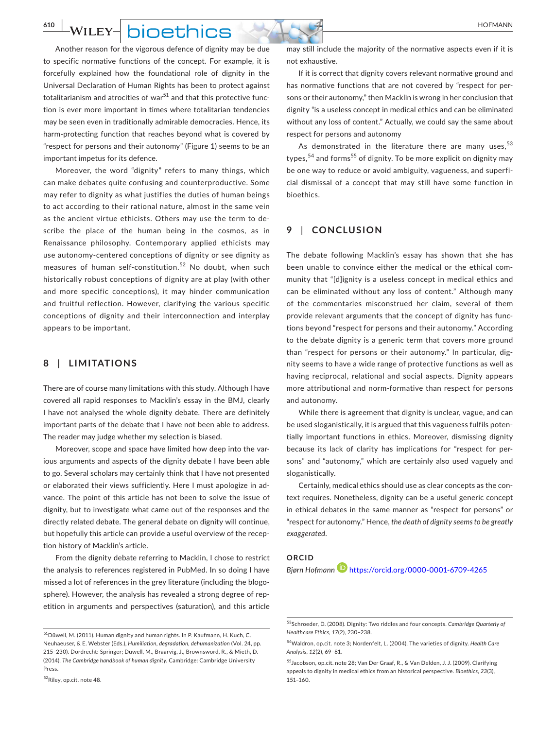Another reason for the vigorous defence of dignity may be due to specific normative functions of the concept. For example, it is forcefully explained how the foundational role of dignity in the Universal Declaration of Human Rights has been to protect against totalitarianism and atrocities of war[51] and that this protective function is ever more important in times where totalitarian tendencies may be seen even in traditionally admirable democracies. Hence, its harm-protecting function that reaches beyond what is covered by "respect for persons and their autonomy" (Figure 1) seems to be an important impetus for its defence.

Moreover, the word "dignity" refers to many things, which can make debates quite confusing and counterproductive. Some may refer to dignity as what justifies the duties of human beings to act according to their rational nature, almost in the same vein as the ancient virtue ethicists. Others may use the term to describe the place of the human being in the cosmos, as in Renaissance philosophy. Contemporary applied ethicists may use autonomy-centered conceptions of dignity or see dignity as measures of human self-constitution.[52] No doubt, when such historically robust conceptions of dignity are at play (with other and more specific conceptions), it may hinder communication and fruitful reflection. However, clarifying the various specific conceptions of dignity and their interconnection and interplay appears to be important.

## 8 | LIMITATIONS

There are of course many limitations with this study. Although I have covered all rapid responses to Macklin's essay in the BMJ, clearly I have not analysed the whole dignity debate. There are definitely important parts of the debate that I have not been able to address. The reader may judge whether my selection is biased.

Moreover, scope and space have limited how deep into the various arguments and aspects of the dignity debate I have been able to go. Several scholars may certainly think that I have not presented or elaborated their views sufficiently. Here I must apologize in advance. The point of this article has not been to solve the issue of dignity, but to investigate what came out of the responses and the directly related debate. The general debate on dignity will continue, but hopefully this article can provide a useful overview of the reception history of Macklin's article.

From the dignity debate referring to Macklin, I chose to restrict the analysis to references registered in PubMed. In so doing I have missed a lot of references in the grey literature (including the blogosphere). However, the analysis has revealed a strong degree of repetition in arguments and perspectives (saturation), and this article may still include the majority of the normative aspects even if it is not exhaustive.

If it is correct that dignity covers relevant normative ground and has normative functions that are not covered by "respect for persons or their autonomy," then Macklin is wrong in her conclusion that dignity "is a useless concept in medical ethics and can be eliminated without any loss of content." Actually, we could say the same about respect for persons and autonomy

As demonstrated in the literature there are many uses,[53] types,[54] and forms[55] of dignity. To be more explicit on dignity may be one way to reduce or avoid ambiguity, vagueness, and superficial dismissal of a concept that may still have some function in bioethics.

## 9 | CONCLUSION

The debate following Macklin's essay has shown that she has been unable to convince either the medical or the ethical community that "[d]ignity is a useless concept in medical ethics and can be eliminated without any loss of content." Although many of the commentaries misconstrued her claim, several of them provide relevant arguments that the concept of dignity has functions beyond "respect for persons and their autonomy." According to the debate dignity is a generic term that covers more ground than "respect for persons or their autonomy." In particular, dignity seems to have a wide range of protective functions as well as having reciprocal, relational and social aspects. Dignity appears more attributional and norm-formative than respect for persons and autonomy.

While there is agreement that dignity is unclear, vague, and can be used sloganistically, it is argued that this vagueness fulfils potentially important functions in ethics. Moreover, dismissing dignity because its lack of clarity has implications for "respect for persons" and "autonomy," which are certainly also used vaguely and sloganistically.

Certainly, medical ethics should use as clear concepts as the context requires. Nonetheless, dignity can be a useful generic concept in ethical debates in the same manner as "respect for persons" or "respect for autonomy." Hence, *the death of dignity seems to be greatly exaggerated*.

### ORCID

*Bjørn Hofmann* https://orcid.org/0000-0001-6709-4265

---

[51] Düwell, M. (2011). Human dignity and human rights. In P. Kaufmann, H. Kuch, C. Neuhaeuser, & E. Webster (Eds.), *Humiliation, degradation, dehumanization* (Vol. 24, pp. 215–230). Dordrecht: Springer; Düwell, M., Braarvig, J., Brownsword, R., & Mieth, D. (2014). *The Cambridge handbook of human dignity*. Cambridge: Cambridge University Press.

[52] Riley, op.cit. note 48.

[53] Schroeder, D. (2008). Dignity: Two riddles and four concepts. *Cambridge Quarterly of Healthcare Ethics*, *17*(2), 230–238.

[54] Waldron, op.cit. note 3; Nordenfelt, L. (2004). The varieties of dignity. *Health Care Analysis*, *12*(2), 69–81.

[55] Jacobson, op.cit. note 28; Van Der Graaf, R., & Van Delden, J. J. (2009). Clarifying appeals to dignity in medical ethics from an historical perspective. *Bioethics*, *23*(3), 151–160.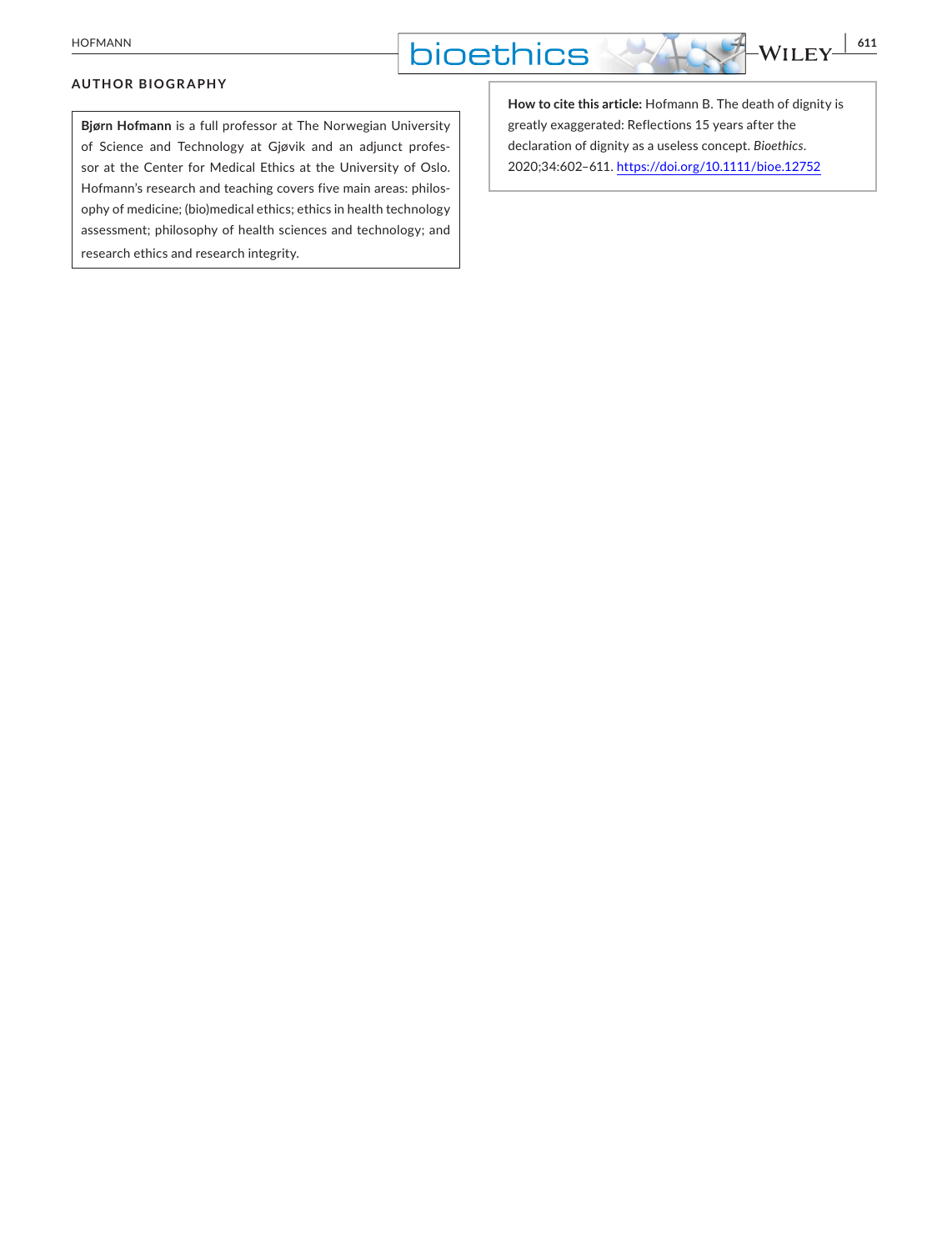## AUTHOR BIOGRAPHY

**Bjørn Hofmann** is a full professor at The Norwegian University of Science and Technology at Gjøvik and an adjunct professor at the Center for Medical Ethics at the University of Oslo. Hofmann's research and teaching covers five main areas: philosophy of medicine; (bio)medical ethics; ethics in health technology assessment; philosophy of health sciences and technology; and research ethics and research integrity.

**How to cite this article:** Hofmann B. The death of dignity is greatly exaggerated: Reflections 15 years after the declaration of dignity as a useless concept. *Bioethics*. 2020;34:602–611. https://doi.org/10.1111/bioe.12752